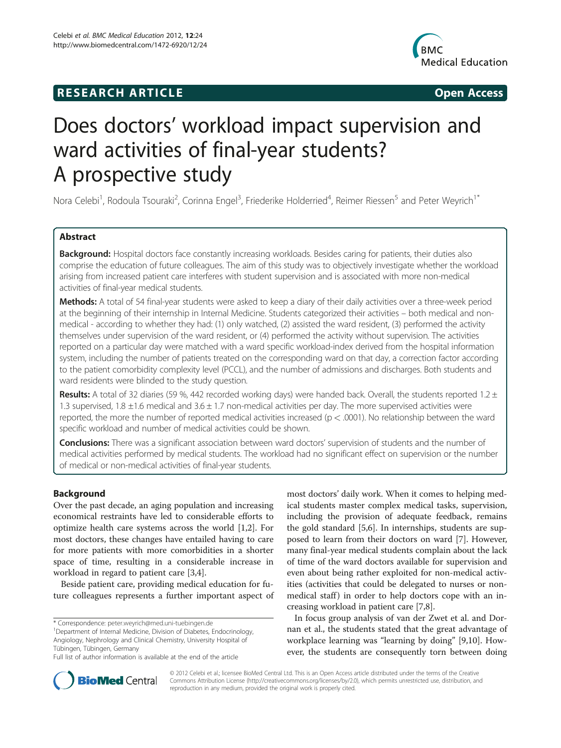**RESEARCH ARTICLE** **Open Access**

# Does doctors' workload impact supervision and ward activities of final-year students? A prospective study

Nora Celebi[1], Rodoula Tsouraki[2], Corinna Engel[3], Friederike Holderried[4], Reimer Riessen[5] and Peter Weyrich[1*]

## Abstract

**Background:** Hospital doctors face constantly increasing workloads. Besides caring for patients, their duties also comprise the education of future colleagues. The aim of this study was to objectively investigate whether the workload arising from increased patient care interferes with student supervision and is associated with more non-medical activities of final-year medical students.

**Methods:** A total of 54 final-year students were asked to keep a diary of their daily activities over a three-week period at the beginning of their internship in Internal Medicine. Students categorized their activities – both medical and non-medical - according to whether they had: (1) only watched, (2) assisted the ward resident, (3) performed the activity themselves under supervision of the ward resident, or (4) performed the activity without supervision. The activities reported on a particular day were matched with a ward specific workload-index derived from the hospital information system, including the number of patients treated on the corresponding ward on that day, a correction factor according to the patient comorbidity complexity level (PCCL), and the number of admissions and discharges. Both students and ward residents were blinded to the study question.

**Results:** A total of 32 diaries (59 %, 442 recorded working days) were handed back. Overall, the students reported 1.2 ± 1.3 supervised, 1.8 ±1.6 medical and 3.6 ± 1.7 non-medical activities per day. The more supervised activities were reported, the more the number of reported medical activities increased ($p < .0001$). No relationship between the ward specific workload and number of medical activities could be shown.

**Conclusions:** There was a significant association between ward doctors' supervision of students and the number of medical activities performed by medical students. The workload had no significant effect on supervision or the number of medical or non-medical activities of final-year students.

## Background

Over the past decade, an aging population and increasing economical restraints have led to considerable efforts to optimize health care systems across the world [1,2]. For most doctors, these changes have entailed having to care for more patients with more comorbidities in a shorter space of time, resulting in a considerable increase in workload in regard to patient care [3,4].

Beside patient care, providing medical education for future colleagues represents a further important aspect of most doctors' daily work. When it comes to helping medical students master complex medical tasks, supervision, including the provision of adequate feedback, remains the gold standard [5,6]. In internships, students are supposed to learn from their doctors on ward [7]. However, many final-year medical students complain about the lack of time of the ward doctors available for supervision and even about being rather exploited for non-medical activities (activities that could be delegated to nurses or non-medical staff) in order to help doctors cope with an increasing workload in patient care [7,8].

In focus group analysis of van der Zwet et al. and Dornan et al., the students stated that the great advantage of workplace learning was "learning by doing" [9,10]. However, the students are consequently torn between doing

\* Correspondence: peter.weyrich@med.uni-tuebingen.de
[1]Department of Internal Medicine, Division of Diabetes, Endocrinology, Angiology, Nephrology and Clinical Chemistry, University Hospital of Tübingen, Tübingen, Germany
Full list of author information is available at the end of the article

© 2012 Celebi et al.; licensee BioMed Central Ltd. This is an Open Access article distributed under the terms of the Creative Commons Attribution License (http://creativecommons.org/licenses/by/2.0), which permits unrestricted use, distribution, and reproduction in any medium, provided the original work is properly cited.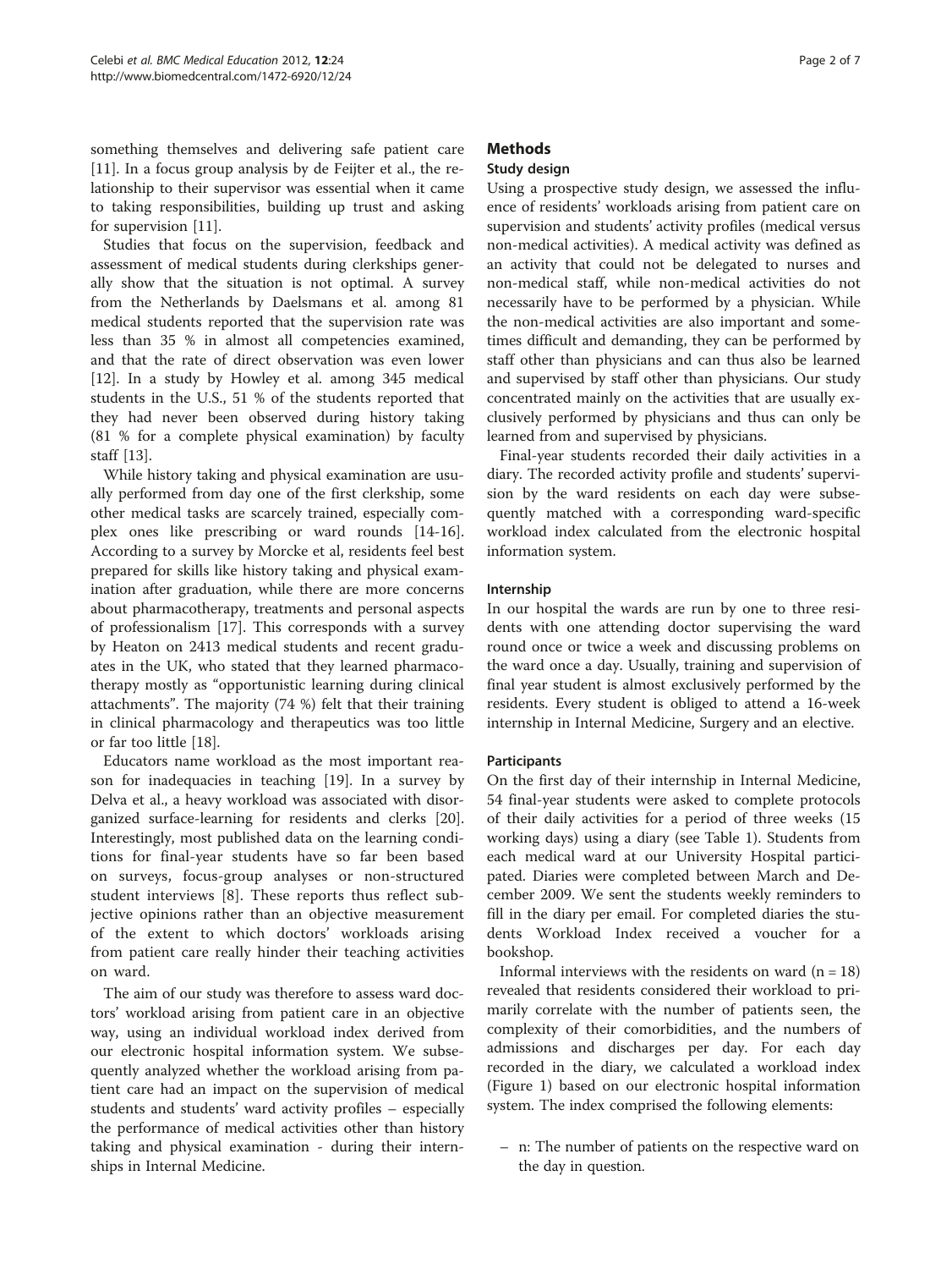something themselves and delivering safe patient care [11]. In a focus group analysis by de Feijter et al., the relationship to their supervisor was essential when it came to taking responsibilities, building up trust and asking for supervision [11].

Studies that focus on the supervision, feedback and assessment of medical students during clerkships generally show that the situation is not optimal. A survey from the Netherlands by Daelsmans et al. among 81 medical students reported that the supervision rate was less than 35 % in almost all competencies examined, and that the rate of direct observation was even lower [12]. In a study by Howley et al. among 345 medical students in the U.S., 51 % of the students reported that they had never been observed during history taking (81 % for a complete physical examination) by faculty staff [13].

While history taking and physical examination are usually performed from day one of the first clerkship, some other medical tasks are scarcely trained, especially complex ones like prescribing or ward rounds [14-16]. According to a survey by Morcke et al, residents feel best prepared for skills like history taking and physical examination after graduation, while there are more concerns about pharmacotherapy, treatments and personal aspects of professionalism [17]. This corresponds with a survey by Heaton on 2413 medical students and recent graduates in the UK, who stated that they learned pharmacotherapy mostly as "opportunistic learning during clinical attachments". The majority (74 %) felt that their training in clinical pharmacology and therapeutics was too little or far too little [18].

Educators name workload as the most important reason for inadequacies in teaching [19]. In a survey by Delva et al., a heavy workload was associated with disorganized surface-learning for residents and clerks [20]. Interestingly, most published data on the learning conditions for final-year students have so far been based on surveys, focus-group analyses or non-structured student interviews [8]. These reports thus reflect subjective opinions rather than an objective measurement of the extent to which doctors' workloads arising from patient care really hinder their teaching activities on ward.

The aim of our study was therefore to assess ward doctors' workload arising from patient care in an objective way, using an individual workload index derived from our electronic hospital information system. We subsequently analyzed whether the workload arising from patient care had an impact on the supervision of medical students and students' ward activity profiles – especially the performance of medical activities other than history taking and physical examination - during their internships in Internal Medicine.

## Methods

### Study design

Using a prospective study design, we assessed the influence of residents' workloads arising from patient care on supervision and students' activity profiles (medical versus non-medical activities). A medical activity was defined as an activity that could not be delegated to nurses and non-medical staff, while non-medical activities do not necessarily have to be performed by a physician. While the non-medical activities are also important and sometimes difficult and demanding, they can be performed by staff other than physicians and can thus also be learned and supervised by staff other than physicians. Our study concentrated mainly on the activities that are usually exclusively performed by physicians and thus can only be learned from and supervised by physicians.

Final-year students recorded their daily activities in a diary. The recorded activity profile and students' supervision by the ward residents on each day were subsequently matched with a corresponding ward-specific workload index calculated from the electronic hospital information system.

### Internship

In our hospital the wards are run by one to three residents with one attending doctor supervising the ward round once or twice a week and discussing problems on the ward once a day. Usually, training and supervision of final year student is almost exclusively performed by the residents. Every student is obliged to attend a 16-week internship in Internal Medicine, Surgery and an elective.

### Participants

On the first day of their internship in Internal Medicine, 54 final-year students were asked to complete protocols of their daily activities for a period of three weeks (15 working days) using a diary (see Table 1). Students from each medical ward at our University Hospital participated. Diaries were completed between March and December 2009. We sent the students weekly reminders to fill in the diary per email. For completed diaries the students Workload Index received a voucher for a bookshop.

Informal interviews with the residents on ward (n = 18) revealed that residents considered their workload to primarily correlate with the number of patients seen, the complexity of their comorbidities, and the numbers of admissions and discharges per day. For each day recorded in the diary, we calculated a workload index (Figure 1) based on our electronic hospital information system. The index comprised the following elements:

– n: The number of patients on the respective ward on the day in question.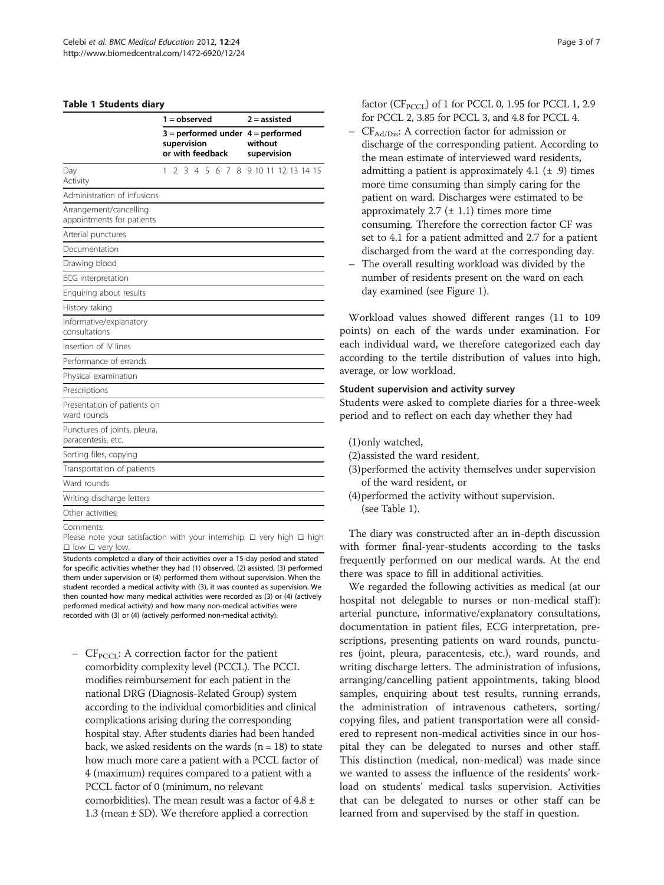**Table 1 Students diary**

| | 1 = observed | | | | | | | | 2 = assisted | | | | | | |
|---|---|---|---|---|---|---|---|---|---|---|---|---|---|---|---|
| | 3 = performed under supervision or with feedback | | | | | | | | 4 = performed without supervision | | | | | | |
| Day / Activity | 1 | 2 | 3 | 4 | 5 | 6 | 7 | 8 | 9 | 10 | 11 | 12 | 13 | 14 | 15 |
| Administration of infusions | | | | | | | | | | | | | | | |
| Arrangement/cancelling appointments for patients | | | | | | | | | | | | | | | |
| Arterial punctures | | | | | | | | | | | | | | | |
| Documentation | | | | | | | | | | | | | | | |
| Drawing blood | | | | | | | | | | | | | | | |
| ECG interpretation | | | | | | | | | | | | | | | |
| Enquiring about results | | | | | | | | | | | | | | | |
| History taking | | | | | | | | | | | | | | | |
| Informative/explanatory consultations | | | | | | | | | | | | | | | |
| Insertion of IV lines | | | | | | | | | | | | | | | |
| Performance of errands | | | | | | | | | | | | | | | |
| Physical examination | | | | | | | | | | | | | | | |
| Prescriptions | | | | | | | | | | | | | | | |
| Presentation of patients on ward rounds | | | | | | | | | | | | | | | |
| Punctures of joints, pleura, paracentesis, etc. | | | | | | | | | | | | | | | |
| Sorting files, copying | | | | | | | | | | | | | | | |
| Transportation of patients | | | | | | | | | | | | | | | |
| Ward rounds | | | | | | | | | | | | | | | |
| Writing discharge letters | | | | | | | | | | | | | | | |
| Other activities: | | | | | | | | | | | | | | | |

Comments:
Please note your satisfaction with your internship: □ very high □ high □ low □ very low.

Students completed a diary of their activities over a 15-day period and stated for specific activities whether they had (1) observed, (2) assisted, (3) performed them under supervision or (4) performed them without supervision. When the student recorded a medical activity with (3), it was counted as supervision. We then counted how many medical activities were recorded as (3) or (4) (actively performed medical activity) and how many non-medical activities were recorded with (3) or (4) (actively performed non-medical activity).

- $CF_{PCCL}$: A correction factor for the patient comorbidity complexity level (PCCL). The PCCL modifies reimbursement for each patient in the national DRG (Diagnosis-Related Group) system according to the individual comorbidities and clinical complications arising during the corresponding hospital stay. After students diaries had been handed back, we asked residents on the wards (n = 18) to state how much more care a patient with a PCCL factor of 4 (maximum) requires compared to a patient with a PCCL factor of 0 (minimum, no relevant comorbidities). The mean result was a factor of 4.8 ± 1.3 (mean ± SD). We therefore applied a correction factor ($CF_{PCCL}$) of 1 for PCCL 0, 1.95 for PCCL 1, 2.9 for PCCL 2, 3.85 for PCCL 3, and 4.8 for PCCL 4.
- $CF_{Ad/Dis}$: A correction factor for admission or discharge of the corresponding patient. According to the mean estimate of interviewed ward residents, admitting a patient is approximately 4.1 (± .9) times more time consuming than simply caring for the patient on ward. Discharges were estimated to be approximately 2.7 (± 1.1) times more time consuming. Therefore the correction factor CF was set to 4.1 for a patient admitted and 2.7 for a patient discharged from the ward at the corresponding day.
- The overall resulting workload was divided by the number of residents present on the ward on each day examined (see Figure 1).

Workload values showed different ranges (11 to 109 points) on each of the wards under examination. For each individual ward, we therefore categorized each day according to the tertile distribution of values into high, average, or low workload.

#### Student supervision and activity survey

Students were asked to complete diaries for a three-week period and to reflect on each day whether they had

(1) only watched,
(2) assisted the ward resident,
(3) performed the activity themselves under supervision of the ward resident, or
(4) performed the activity without supervision. (see Table 1).

The diary was constructed after an in-depth discussion with former final-year-students according to the tasks frequently performed on our medical wards. At the end there was space to fill in additional activities.

We regarded the following activities as medical (at our hospital not delegable to nurses or non-medical staff): arterial puncture, informative/explanatory consultations, documentation in patient files, ECG interpretation, prescriptions, presenting patients on ward rounds, punctures (joint, pleura, paracentesis, etc.), ward rounds, and writing discharge letters. The administration of infusions, arranging/cancelling patient appointments, taking blood samples, enquiring about test results, running errands, the administration of intravenous catheters, sorting/copying files, and patient transportation were all considered to represent non-medical activities since in our hospital they can be delegated to nurses and other staff. This distinction (medical, non-medical) was made since we wanted to assess the influence of the residents' workload on students' medical tasks supervision. Activities that can be delegated to nurses or other staff can be learned from and supervised by the staff in question.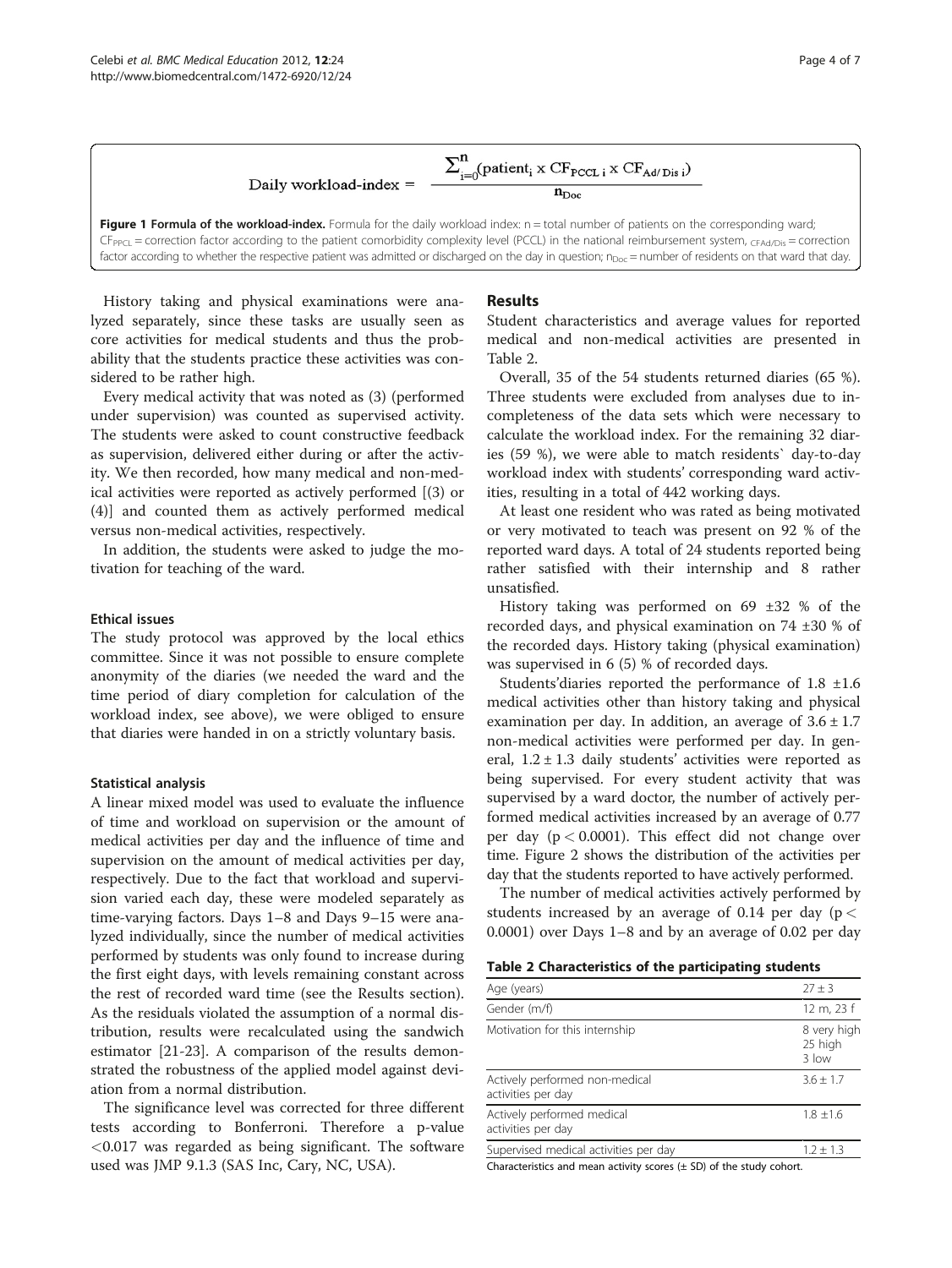$$\text{Daily workload-index} = \frac{\sum_{i=0}^{n}(\text{patient}_i \times \text{CF}_{\text{PCCL } i} \times \text{CF}_{\text{Ad/Dis } i})}{n_{\text{Doc}}}$$

**Figure 1 Formula of the workload-index.** Formula for the daily workload index: n = total number of patients on the corresponding ward; $CF_{PPCL}$ = correction factor according to the patient comorbidity complexity level (PCCL) in the national reimbursement system, $_{CFAd/Dis}$ = correction factor according to whether the respective patient was admitted or discharged on the day in question; $n_{Doc}$ = number of residents on that ward that day.

History taking and physical examinations were analyzed separately, since these tasks are usually seen as core activities for medical students and thus the probability that the students practice these activities was considered to be rather high.

Every medical activity that was noted as (3) (performed under supervision) was counted as supervised activity. The students were asked to count constructive feedback as supervision, delivered either during or after the activity. We then recorded, how many medical and non-medical activities were reported as actively performed [(3) or (4)] and counted them as actively performed medical versus non-medical activities, respectively.

In addition, the students were asked to judge the motivation for teaching of the ward.

### Ethical issues

The study protocol was approved by the local ethics committee. Since it was not possible to ensure complete anonymity of the diaries (we needed the ward and the time period of diary completion for calculation of the workload index, see above), we were obliged to ensure that diaries were handed in on a strictly voluntary basis.

### Statistical analysis

A linear mixed model was used to evaluate the influence of time and workload on supervision or the amount of medical activities per day and the influence of time and supervision on the amount of medical activities per day, respectively. Due to the fact that workload and supervision varied each day, these were modeled separately as time-varying factors. Days 1–8 and Days 9–15 were analyzed individually, since the number of medical activities performed by students was only found to increase during the first eight days, with levels remaining constant across the rest of recorded ward time (see the Results section). As the residuals violated the assumption of a normal distribution, results were recalculated using the sandwich estimator [21-23]. A comparison of the results demonstrated the robustness of the applied model against deviation from a normal distribution.

The significance level was corrected for three different tests according to Bonferroni. Therefore a p-value $<0.017$ was regarded as being significant. The software used was JMP 9.1.3 (SAS Inc, Cary, NC, USA).

## Results

Student characteristics and average values for reported medical and non-medical activities are presented in Table 2.

Overall, 35 of the 54 students returned diaries (65 %). Three students were excluded from analyses due to incompleteness of the data sets which were necessary to calculate the workload index. For the remaining 32 diaries (59 %), we were able to match residents` day-to-day workload index with students' corresponding ward activities, resulting in a total of 442 working days.

At least one resident who was rated as being motivated or very motivated to teach was present on 92 % of the reported ward days. A total of 24 students reported being rather satisfied with their internship and 8 rather unsatisfied.

History taking was performed on 69 ±32 % of the recorded days, and physical examination on 74 ±30 % of the recorded days. History taking (physical examination) was supervised in 6 (5) % of recorded days.

Students'diaries reported the performance of 1.8 ±1.6 medical activities other than history taking and physical examination per day. In addition, an average of 3.6 ± 1.7 non-medical activities were performed per day. In general, 1.2 ± 1.3 daily students' activities were reported as being supervised. For every student activity that was supervised by a ward doctor, the number of actively performed medical activities increased by an average of 0.77 per day ($p < 0.0001$). This effect did not change over time. Figure 2 shows the distribution of the activities per day that the students reported to have actively performed.

The number of medical activities actively performed by students increased by an average of 0.14 per day ($p < 0.0001$) over Days 1–8 and by an average of 0.02 per day

**Table 2 Characteristics of the participating students**

| | |
|---|---|
| Age (years) | 27 ± 3 |
| Gender (m/f) | 12 m, 23 f |
| Motivation for this internship | 8 very high 25 high 3 low |
| Actively performed non-medical activities per day | 3.6 ± 1.7 |
| Actively performed medical activities per day | 1.8 ±1.6 |
| Supervised medical activities per day | 1.2 ± 1.3 |

Characteristics and mean activity scores (± SD) of the study cohort.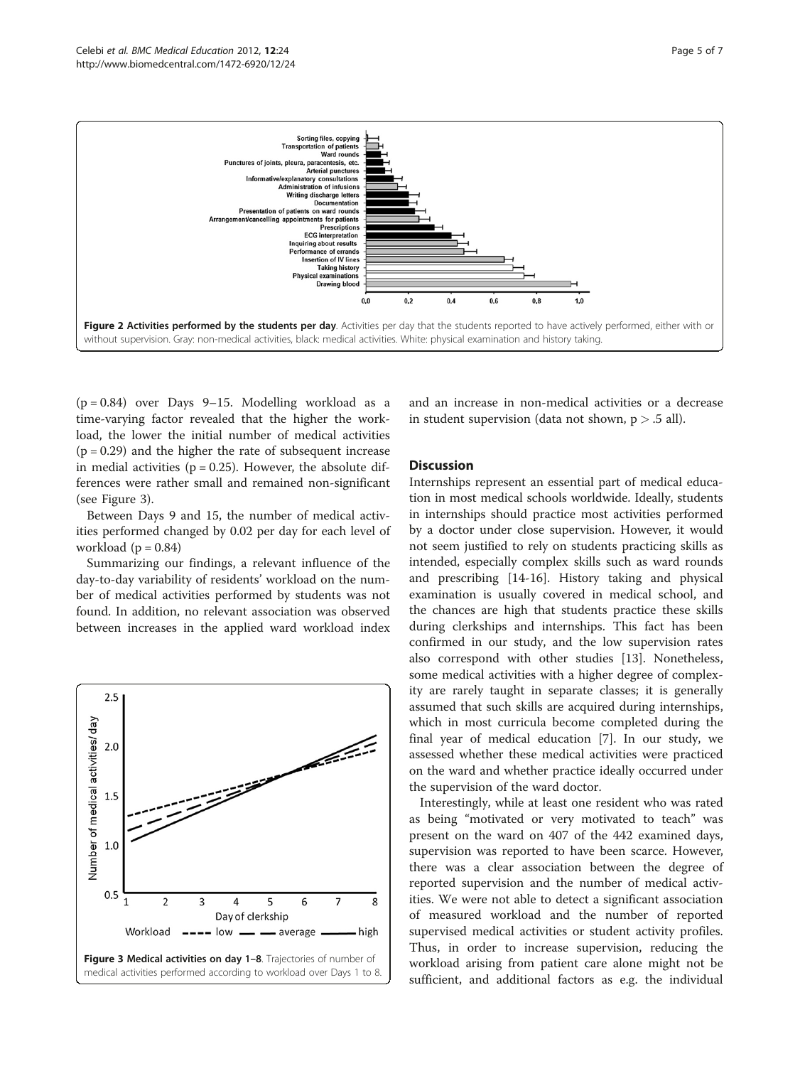Figure 2 Activities performed by the students per day. Activities per day that the students reported to have actively performed, either with or without supervision. Gray: non-medical activities, black: medical activities. White: physical examination and history taking.

(p = 0.84) over Days 9–15. Modelling workload as a time-varying factor revealed that the higher the workload, the lower the initial number of medical activities (p = 0.29) and the higher the rate of subsequent increase in medial activities (p = 0.25). However, the absolute differences were rather small and remained non-significant (see Figure 3).

Between Days 9 and 15, the number of medical activities performed changed by 0.02 per day for each level of workload (p = 0.84)

Summarizing our findings, a relevant influence of the day-to-day variability of residents' workload on the number of medical activities performed by students was not found. In addition, no relevant association was observed between increases in the applied ward workload index and an increase in non-medical activities or a decrease in student supervision (data not shown, p > .5 all).

Figure 3 Medical activities on day 1–8. Trajectories of number of medical activities performed according to workload over Days 1 to 8.

## Discussion

Internships represent an essential part of medical education in most medical schools worldwide. Ideally, students in internships should practice most activities performed by a doctor under close supervision. However, it would not seem justified to rely on students practicing skills as intended, especially complex skills such as ward rounds and prescribing [14-16]. History taking and physical examination is usually covered in medical school, and the chances are high that students practice these skills during clerkships and internships. This fact has been confirmed in our study, and the low supervision rates also correspond with other studies [13]. Nonetheless, some medical activities with a higher degree of complexity are rarely taught in separate classes; it is generally assumed that such skills are acquired during internships, which in most curricula become completed during the final year of medical education [7]. In our study, we assessed whether these medical activities were practiced on the ward and whether practice ideally occurred under the supervision of the ward doctor.

Interestingly, while at least one resident who was rated as being "motivated or very motivated to teach" was present on the ward on 407 of the 442 examined days, supervision was reported to have been scarce. However, there was a clear association between the degree of reported supervision and the number of medical activities. We were not able to detect a significant association of measured workload and the number of reported supervised medical activities or student activity profiles. Thus, in order to increase supervision, reducing the workload arising from patient care alone might not be sufficient, and additional factors as e.g. the individual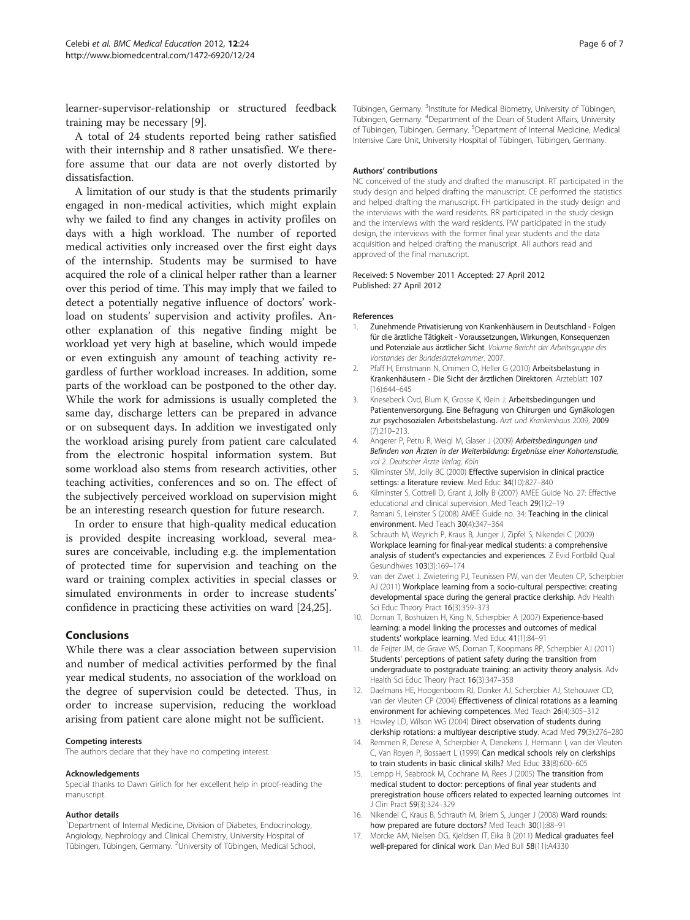learner-supervisor-relationship or structured feedback training may be necessary [9].

A total of 24 students reported being rather satisfied with their internship and 8 rather unsatisfied. We therefore assume that our data are not overly distorted by dissatisfaction.

A limitation of our study is that the students primarily engaged in non-medical activities, which might explain why we failed to find any changes in activity profiles on days with a high workload. The number of reported medical activities only increased over the first eight days of the internship. Students may be surmised to have acquired the role of a clinical helper rather than a learner over this period of time. This may imply that we failed to detect a potentially negative influence of doctors' workload on students' supervision and activity profiles. Another explanation of this negative finding might be workload yet very high at baseline, which would impede or even extinguish any amount of teaching activity regardless of further workload increases. In addition, some parts of the workload can be postponed to the other day. While the work for admissions is usually completed the same day, discharge letters can be prepared in advance or on subsequent days. In addition we investigated only the workload arising purely from patient care calculated from the electronic hospital information system. But some workload also stems from research activities, other teaching activities, conferences and so on. The effect of the subjectively perceived workload on supervision might be an interesting research question for future research.

In order to ensure that high-quality medical education is provided despite increasing workload, several measures are conceivable, including e.g. the implementation of protected time for supervision and teaching on the ward or training complex activities in special classes or simulated environments in order to increase students' confidence in practicing these activities on ward [24,25].

## Conclusions

While there was a clear association between supervision and number of medical activities performed by the final year medical students, no association of the workload on the degree of supervision could be detected. Thus, in order to increase supervision, reducing the workload arising from patient care alone might not be sufficient.

#### Competing interests

The authors declare that they have no competing interest.

#### Acknowledgements

Special thanks to Dawn Girlich for her excellent help in proof-reading the manuscript.

#### Author details

[1]Department of Internal Medicine, Division of Diabetes, Endocrinology, Angiology, Nephrology and Clinical Chemistry, University Hospital of Tübingen, Tübingen, Germany. [2]University of Tübingen, Medical School, Tübingen, Germany. [3]Institute for Medical Biometry, University of Tübingen, Tübingen, Germany. [4]Department of the Dean of Student Affairs, University of Tübingen, Tübingen, Germany. [5]Department of Internal Medicine, Medical Intensive Care Unit, University Hospital of Tübingen, Tübingen, Germany.

#### Authors' contributions

NC conceived of the study and drafted the manuscript. RT participated in the study design and helped drafting the manuscript. CE performed the statistics and helped drafting the manuscript. FH participated in the study design and the interviews with the ward residents. RR participated in the study design and the interviews with the ward residents. PW participated in the study design, the interviews with the former final year students and the data acquisition and helped drafting the manuscript. All authors read and approved of the final manuscript.

Received: 5 November 2011 Accepted: 27 April 2012
Published: 27 April 2012

#### References

1. **Zunehmende Privatisierung von Krankenhäusern in Deutschland - Folgen für die ärztliche Tätigkeit - Voraussetzungen, Wirkungen, Konsequenzen und Potenziale aus ärztlicher Sicht**. *Volume Bericht der Arbeitsgruppe des Vorstandes der Bundesärztekammer*. 2007.
2. Pfaff H, Ernstmann N, Ommen O, Heller G (2010) **Arbeitsbelastung in Krankenhäusern - Die Sicht der ärztlichen Direktoren**. Ärzteblatt 107 (16):644–645
3. Knesebeck Ovd, Blum K, Grosse K, Klein J: **Arbeitsbedingungen und Patientenversorgung. Eine Befragung von Chirurgen und Gynäkologen zur psychosozialen Arbeitsbelastung.** *Arzt und Krankenhaus* 2009, 2009 (7):210–213.
4. Angerer P, Petru R, Weigl M, Glaser J (2009) ***Arbeitsbedingungen und Befinden von Ärzten in der Weiterbildung: Ergebnisse einer Kohortenstudie***, *vol 2. Deutscher Ärzte Verlag, Köln*
5. Kilminster SM, Jolly BC (2000) **Effective supervision in clinical practice settings: a literature review**. Med Educ 34(10):827–840
6. Kilminster S, Cottrell D, Grant J, Jolly B (2007) AMEE Guide No. 27: Effective educational and clinical supervision. Med Teach 29(1):2–19
7. Ramani S, Leinster S (2008) AMEE Guide no. 34: **Teaching in the clinical environment.** Med Teach 30(4):347–364
8. Schrauth M, Weyrich P, Kraus B, Junger J, Zipfel S, Nikendei C (2009) **Workplace learning for final-year medical students: a comprehensive analysis of student's expectancies and experiences**. Z Evid Fortbild Qual Gesundhwes 103(3):169–174
9. van der Zwet J, Zwietering PJ, Teunissen PW, van der Vleuten CP, Scherpbier AJ (2011) **Workplace learning from a socio-cultural perspective: creating developmental space during the general practice clerkship**. Adv Health Sci Educ Theory Pract 16(3):359–373
10. Dornan T, Boshuizen H, King N, Scherpbier A (2007) **Experience-based learning: a model linking the processes and outcomes of medical students' workplace learning**. Med Educ 41(1):84–91
11. de Feijter JM, de Grave WS, Dornan T, Koopmans RP, Scherpbier AJ (2011) **Students' perceptions of patient safety during the transition from undergraduate to postgraduate training: an activity theory analysis**. Adv Health Sci Educ Theory Pract 16(3):347–358
12. Daelmans HE, Hoogenboom RJ, Donker AJ, Scherpbier AJ, Stehouwer CD, van der Vleuten CP (2004) **Effectiveness of clinical rotations as a learning environment for achieving competences**. Med Teach 26(4):305–312
13. Howley LD, Wilson WG (2004) **Direct observation of students during clerkship rotations: a multiyear descriptive study**. Acad Med 79(3):276–280
14. Remmen R, Derese A, Scherpbier A, Denekens J, Hermann I, van der Vleuten C, Van Royen P, Bossaert L (1999) **Can medical schools rely on clerkships to train students in basic clinical skills?** Med Educ 33(8):600–605
15. Lempp H, Seabrook M, Cochrane M, Rees J (2005) **The transition from medical student to doctor: perceptions of final year students and preregistration house officers related to expected learning outcomes**. Int J Clin Pract 59(3):324–329
16. Nikendei C, Kraus B, Schrauth M, Briem S, Junger J (2008) **Ward rounds: how prepared are future doctors?** Med Teach 30(1):88–91
17. Morcke AM, Nielsen DG, Kjeldsen IT, Eika B (2011) **Medical graduates feel well-prepared for clinical work**. Dan Med Bull 58(11):A4330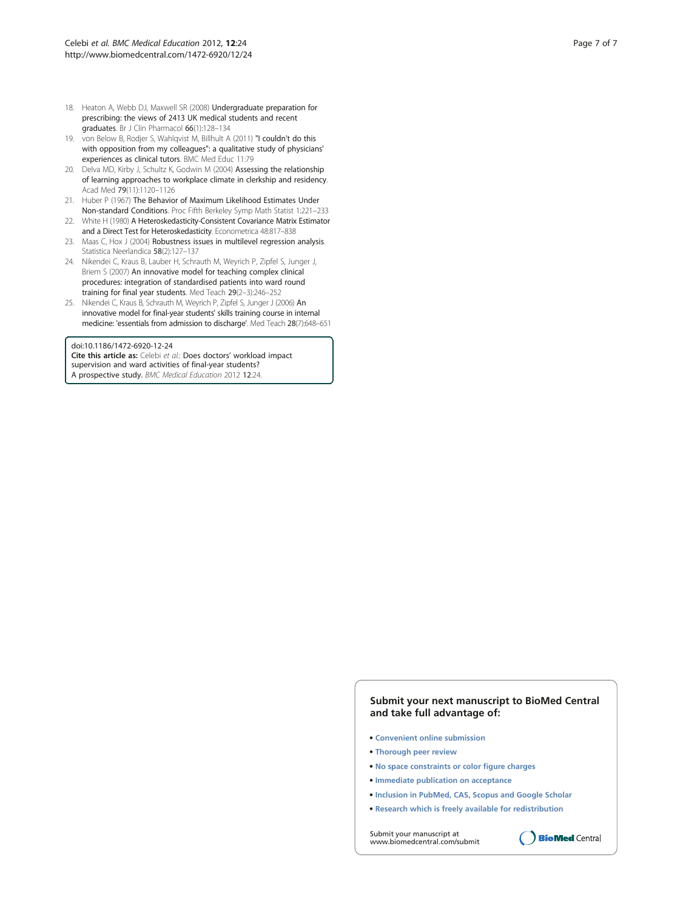18. Heaton A, Webb DJ, Maxwell SR (2008) Undergraduate preparation for prescribing: the views of 2413 UK medical students and recent graduates. Br J Clin Pharmacol **66**(1):128–134
19. von Below B, Rodjer S, Wahlqvist M, Billhult A (2011) "I couldn't do this with opposition from my colleagues": a qualitative study of physicians' experiences as clinical tutors. BMC Med Educ 11:79
20. Delva MD, Kirby J, Schultz K, Godwin M (2004) Assessing the relationship of learning approaches to workplace climate in clerkship and residency. Acad Med **79**(11):1120–1126
21. Huber P (1967) The Behavior of Maximum Likelihood Estimates Under Non-standard Conditions. Proc Fifth Berkeley Symp Math Statist 1:221–233
22. White H (1980) A Heteroskedasticity-Consistent Covariance Matrix Estimator and a Direct Test for Heteroskedasticity. Econometrica 48:817–838
23. Maas C, Hox J (2004) Robustness issues in multilevel regression analysis. Statistica Neerlandica **58**(2):127–137
24. Nikendei C, Kraus B, Lauber H, Schrauth M, Weyrich P, Zipfel S, Junger J, Briem S (2007) An innovative model for teaching complex clinical procedures: integration of standardised patients into ward round training for final year students. Med Teach **29**(2–3):246–252
25. Nikendei C, Kraus B, Schrauth M, Weyrich P, Zipfel S, Junger J (2006) An innovative model for final-year students' skills training course in internal medicine: 'essentials from admission to discharge'. Med Teach **28**(7):648–651

doi:10.1186/1472-6920-12-24
**Cite this article as:** Celebi *et al.*: Does doctors' workload impact supervision and ward activities of final-year students? A prospective study. *BMC Medical Education* 2012 **12**:24.

**Submit your next manuscript to BioMed Central and take full advantage of:**

- **Convenient online submission**
- **Thorough peer review**
- **No space constraints or color figure charges**
- **Immediate publication on acceptance**
- **Inclusion in PubMed, CAS, Scopus and Google Scholar**
- **Research which is freely available for redistribution**

Submit your manuscript at
www.biomedcentral.com/submit

BioMed Central